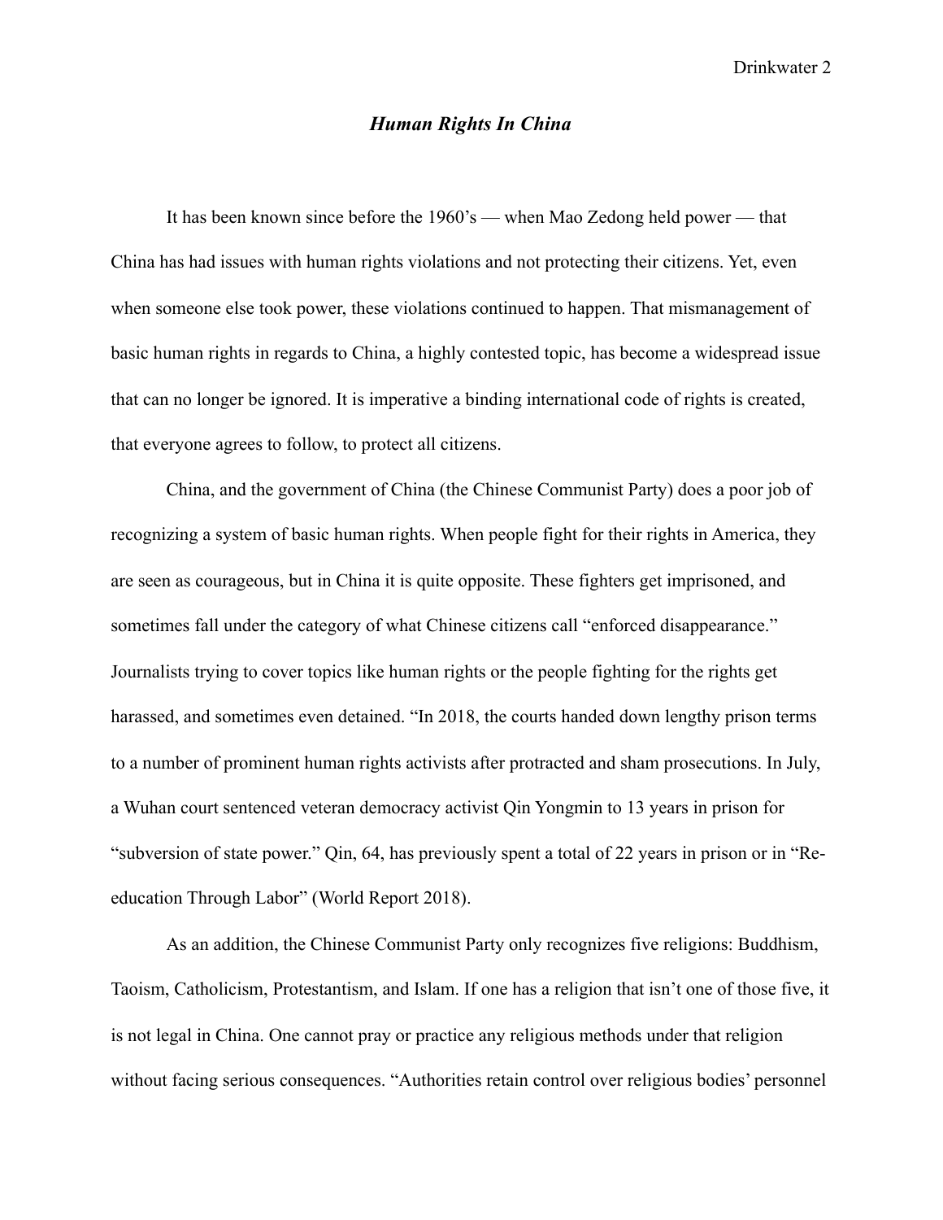# *Human Rights In China*

It has been known since before the 1960's — when Mao Zedong held power — that China has had issues with human rights violations and not protecting their citizens. Yet, even when someone else took power, these violations continued to happen. That mismanagement of basic human rights in regards to China, a highly contested topic, has become a widespread issue that can no longer be ignored. It is imperative a binding international code of rights is created, that everyone agrees to follow, to protect all citizens.

China, and the government of China (the Chinese Communist Party) does a poor job of recognizing a system of basic human rights. When people fight for their rights in America, they are seen as courageous, but in China it is quite opposite. These fighters get imprisoned, and sometimes fall under the category of what Chinese citizens call "enforced disappearance." Journalists trying to cover topics like human rights or the people fighting for the rights get harassed, and sometimes even detained. "In 2018, the courts handed down lengthy prison terms to a number of prominent human rights activists after protracted and sham prosecutions. In July, a Wuhan court sentenced veteran democracy activist Qin Yongmin to 13 years in prison for "subversion of state power." Qin, 64, has previously spent a total of 22 years in prison or in "Re-education Through Labor" (World Report 2018).

As an addition, the Chinese Communist Party only recognizes five religions: Buddhism, Taoism, Catholicism, Protestantism, and Islam. If one has a religion that isn't one of those five, it is not legal in China. One cannot pray or practice any religious methods under that religion without facing serious consequences. "Authorities retain control over religious bodies' personnel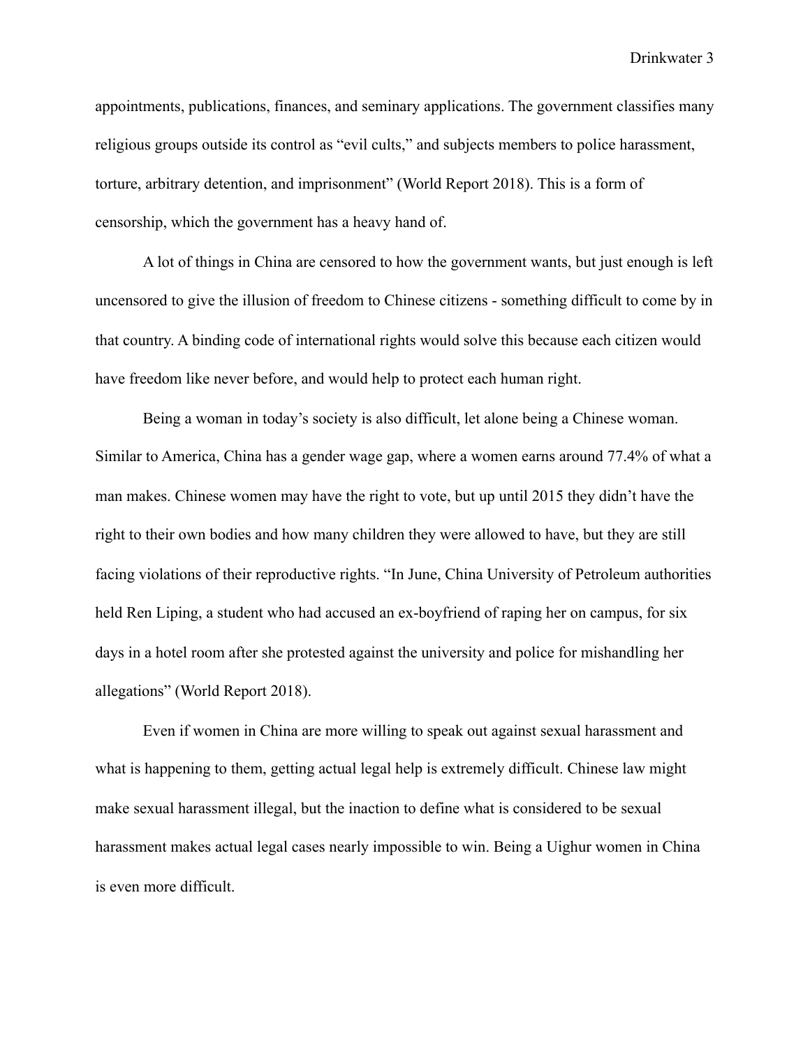appointments, publications, finances, and seminary applications. The government classifies many religious groups outside its control as "evil cults," and subjects members to police harassment, torture, arbitrary detention, and imprisonment" (World Report 2018). This is a form of censorship, which the government has a heavy hand of.

A lot of things in China are censored to how the government wants, but just enough is left uncensored to give the illusion of freedom to Chinese citizens - something difficult to come by in that country. A binding code of international rights would solve this because each citizen would have freedom like never before, and would help to protect each human right.

Being a woman in today's society is also difficult, let alone being a Chinese woman. Similar to America, China has a gender wage gap, where a women earns around 77.4% of what a man makes. Chinese women may have the right to vote, but up until 2015 they didn't have the right to their own bodies and how many children they were allowed to have, but they are still facing violations of their reproductive rights. "In June, China University of Petroleum authorities held Ren Liping, a student who had accused an ex-boyfriend of raping her on campus, for six days in a hotel room after she protested against the university and police for mishandling her allegations" (World Report 2018).

Even if women in China are more willing to speak out against sexual harassment and what is happening to them, getting actual legal help is extremely difficult. Chinese law might make sexual harassment illegal, but the inaction to define what is considered to be sexual harassment makes actual legal cases nearly impossible to win. Being a Uighur women in China is even more difficult.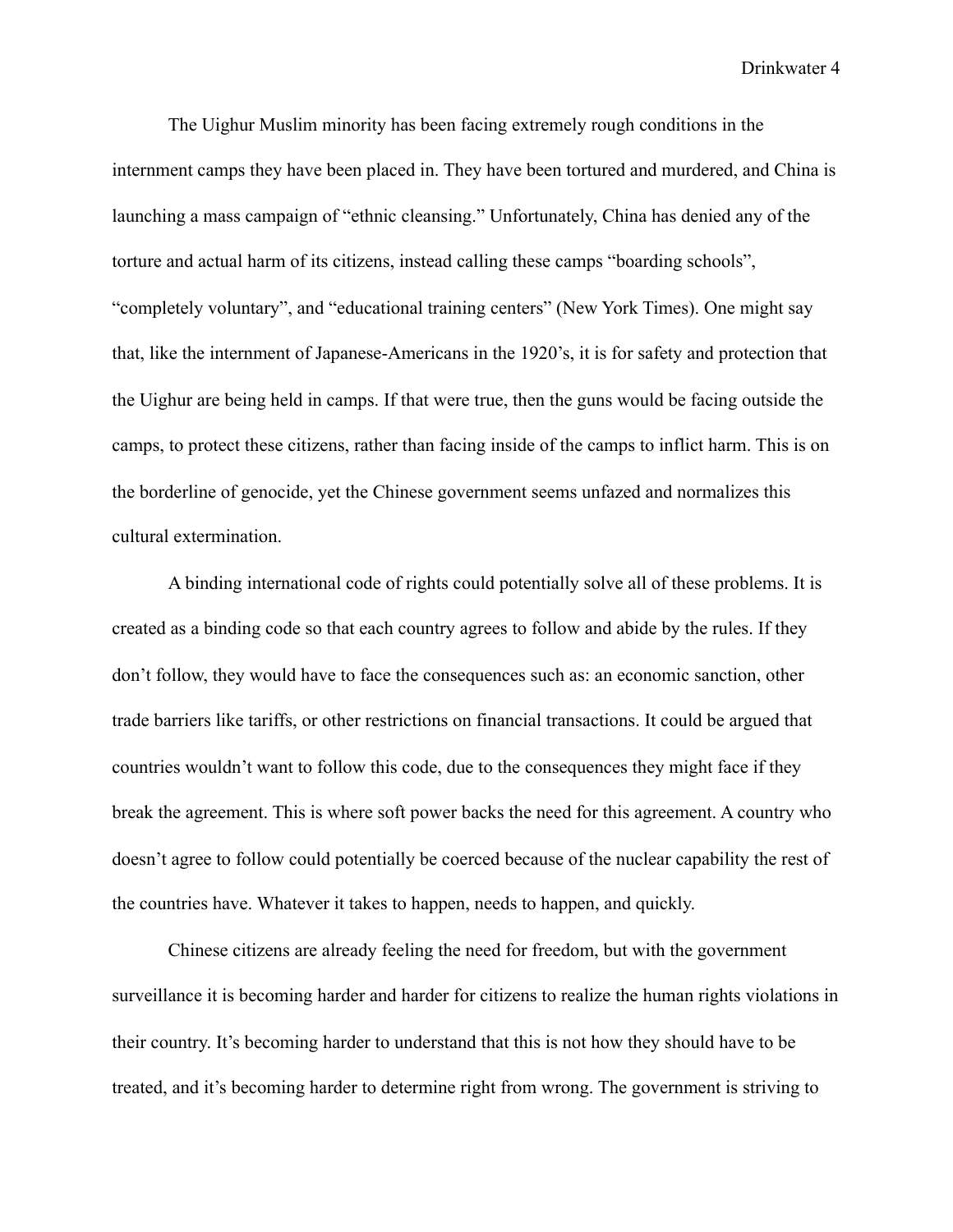The Uighur Muslim minority has been facing extremely rough conditions in the internment camps they have been placed in. They have been tortured and murdered, and China is launching a mass campaign of "ethnic cleansing." Unfortunately, China has denied any of the torture and actual harm of its citizens, instead calling these camps "boarding schools", "completely voluntary", and "educational training centers" (New York Times). One might say that, like the internment of Japanese-Americans in the 1920's, it is for safety and protection that the Uighur are being held in camps. If that were true, then the guns would be facing outside the camps, to protect these citizens, rather than facing inside of the camps to inflict harm. This is on the borderline of genocide, yet the Chinese government seems unfazed and normalizes this cultural extermination.

A binding international code of rights could potentially solve all of these problems. It is created as a binding code so that each country agrees to follow and abide by the rules. If they don't follow, they would have to face the consequences such as: an economic sanction, other trade barriers like tariffs, or other restrictions on financial transactions. It could be argued that countries wouldn't want to follow this code, due to the consequences they might face if they break the agreement. This is where soft power backs the need for this agreement. A country who doesn't agree to follow could potentially be coerced because of the nuclear capability the rest of the countries have. Whatever it takes to happen, needs to happen, and quickly.

Chinese citizens are already feeling the need for freedom, but with the government surveillance it is becoming harder and harder for citizens to realize the human rights violations in their country. It's becoming harder to understand that this is not how they should have to be treated, and it's becoming harder to determine right from wrong. The government is striving to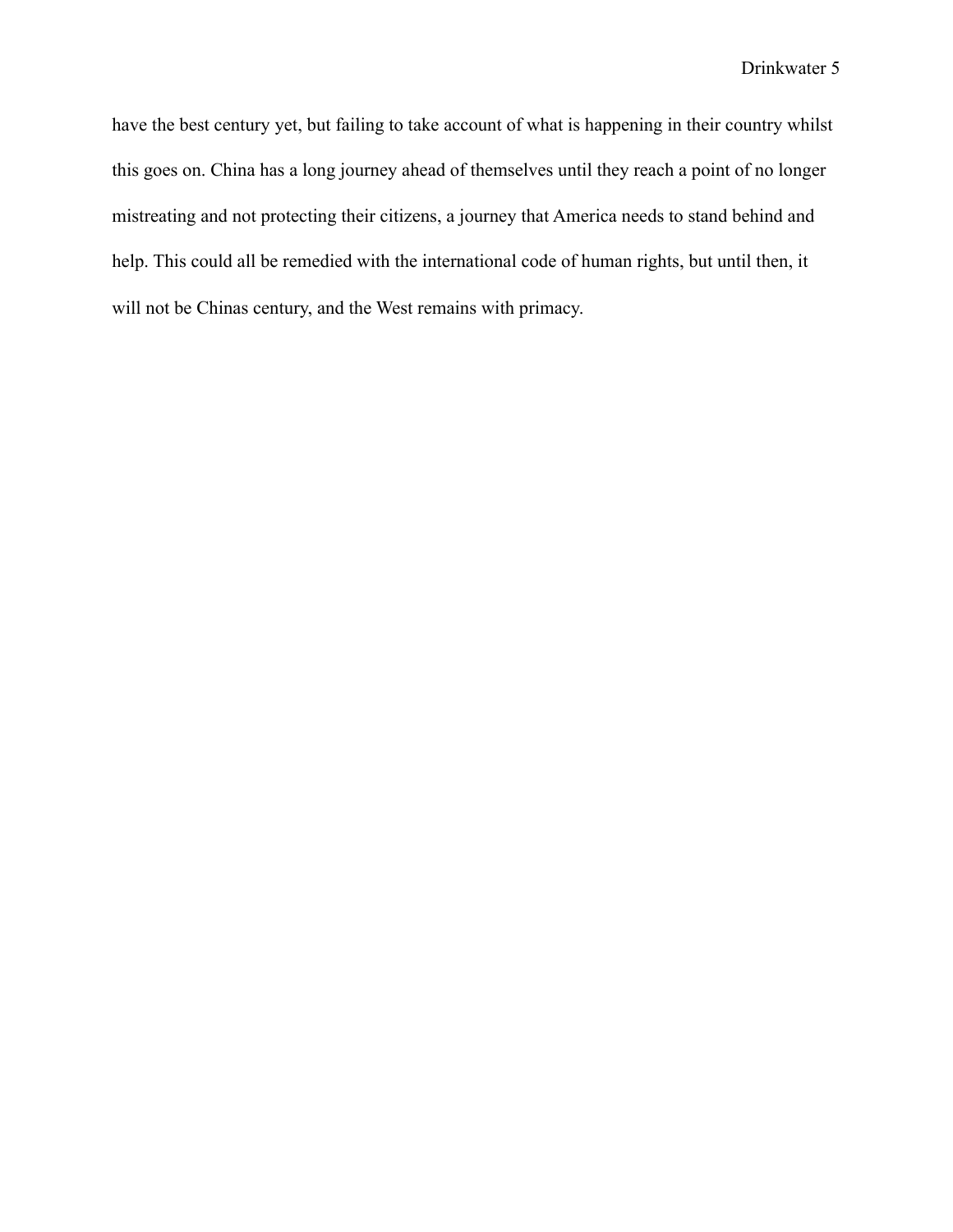have the best century yet, but failing to take account of what is happening in their country whilst this goes on. China has a long journey ahead of themselves until they reach a point of no longer mistreating and not protecting their citizens, a journey that America needs to stand behind and help. This could all be remedied with the international code of human rights, but until then, it will not be Chinas century, and the West remains with primacy.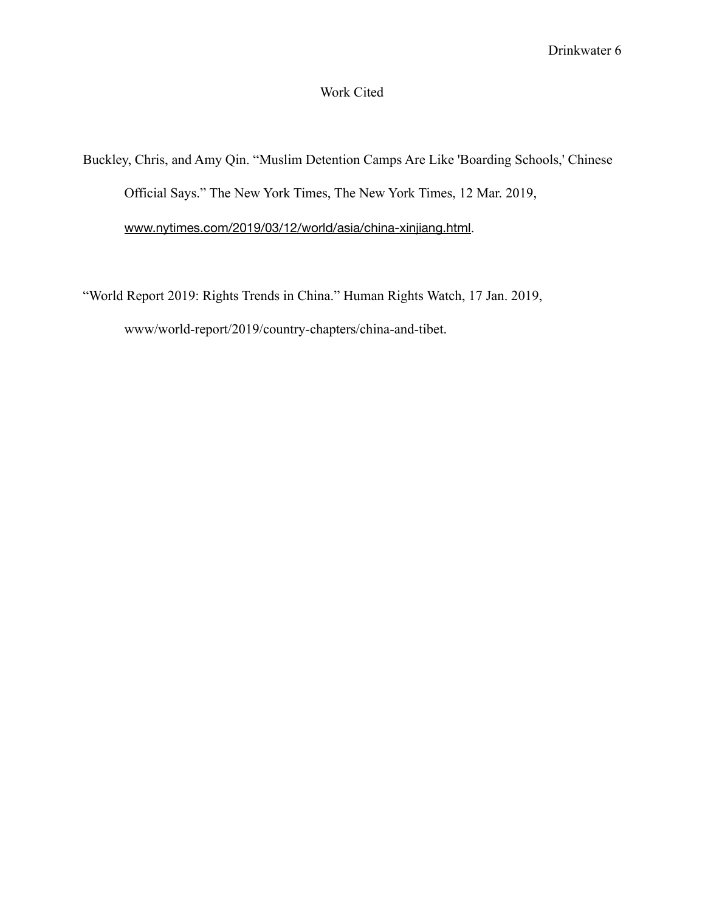# Work Cited

Buckley, Chris, and Amy Qin. "Muslim Detention Camps Are Like 'Boarding Schools,' Chinese Official Says." The New York Times, The New York Times, 12 Mar. 2019, www.nytimes.com/2019/03/12/world/asia/china-xinjiang.html.

"World Report 2019: Rights Trends in China." Human Rights Watch, 17 Jan. 2019, www/world-report/2019/country-chapters/china-and-tibet.